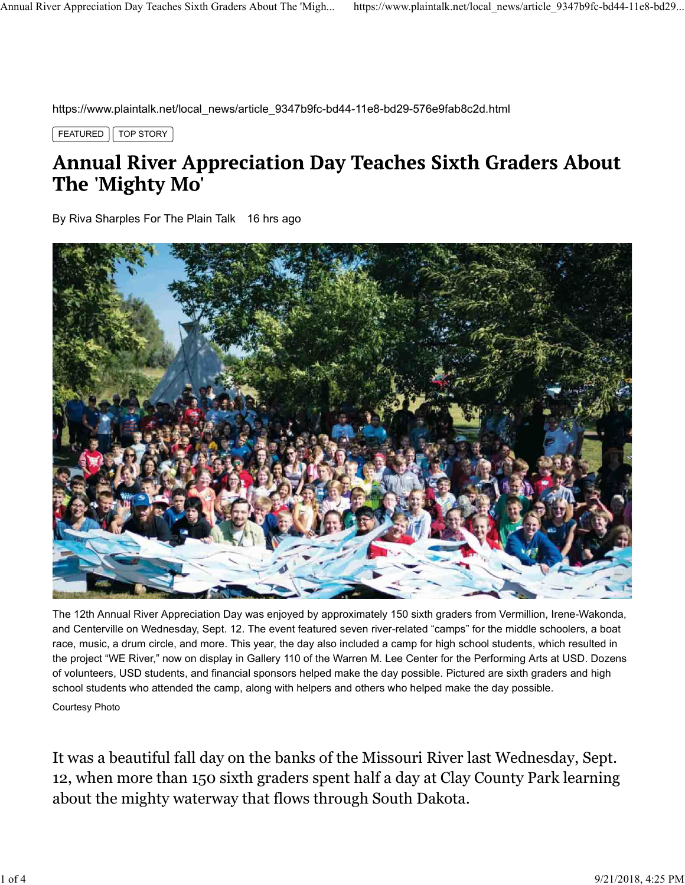https://www.plaintalk.net/local_news/article_9347b9fc-bd44-11e8-bd29-576e9fab8c2d.html

FEATURED | TOP STORY

# Annual River Appreciation Day Teaches Sixth Graders About The 'Mighty Mo'

By Riva Sharples For The Plain Talk 16 hrs ago

The 12th Annual River Appreciation Day was enjoyed by approximately 150 sixth graders from Vermillion, Irene-Wakonda, and Centerville on Wednesday, Sept. 12. The event featured seven river-related "camps" for the middle schoolers, a boat race, music, a drum circle, and more. This year, the day also included a camp for high school students, which resulted in the project "WE River," now on display in Gallery 110 of the Warren M. Lee Center for the Performing Arts at USD. Dozens of volunteers, USD students, and financial sponsors helped make the day possible. Pictured are sixth graders and high school students who attended the camp, along with helpers and others who helped make the day possible.

Courtesy Photo

It was a beautiful fall day on the banks of the Missouri River last Wednesday, Sept. 12, when more than 150 sixth graders spent half a day at Clay County Park learning about the mighty waterway that flows through South Dakota.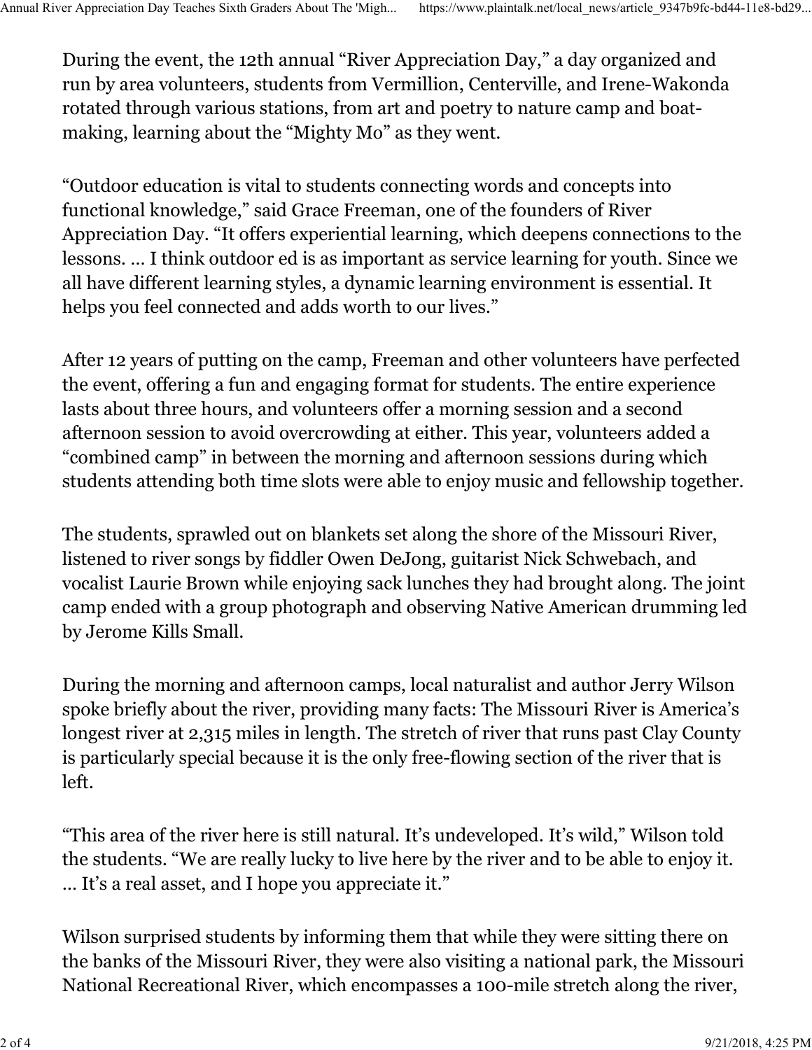During the event, the 12th annual "River Appreciation Day," a day organized and run by area volunteers, students from Vermillion, Centerville, and Irene-Wakonda rotated through various stations, from art and poetry to nature camp and boat-making, learning about the "Mighty Mo" as they went.

"Outdoor education is vital to students connecting words and concepts into functional knowledge," said Grace Freeman, one of the founders of River Appreciation Day. "It offers experiential learning, which deepens connections to the lessons. … I think outdoor ed is as important as service learning for youth. Since we all have different learning styles, a dynamic learning environment is essential. It helps you feel connected and adds worth to our lives."

After 12 years of putting on the camp, Freeman and other volunteers have perfected the event, offering a fun and engaging format for students. The entire experience lasts about three hours, and volunteers offer a morning session and a second afternoon session to avoid overcrowding at either. This year, volunteers added a "combined camp" in between the morning and afternoon sessions during which students attending both time slots were able to enjoy music and fellowship together.

The students, sprawled out on blankets set along the shore of the Missouri River, listened to river songs by fiddler Owen DeJong, guitarist Nick Schwebach, and vocalist Laurie Brown while enjoying sack lunches they had brought along. The joint camp ended with a group photograph and observing Native American drumming led by Jerome Kills Small.

During the morning and afternoon camps, local naturalist and author Jerry Wilson spoke briefly about the river, providing many facts: The Missouri River is America's longest river at 2,315 miles in length. The stretch of river that runs past Clay County is particularly special because it is the only free-flowing section of the river that is left.

"This area of the river here is still natural. It's undeveloped. It's wild," Wilson told the students. "We are really lucky to live here by the river and to be able to enjoy it. … It's a real asset, and I hope you appreciate it."

Wilson surprised students by informing them that while they were sitting there on the banks of the Missouri River, they were also visiting a national park, the Missouri National Recreational River, which encompasses a 100-mile stretch along the river,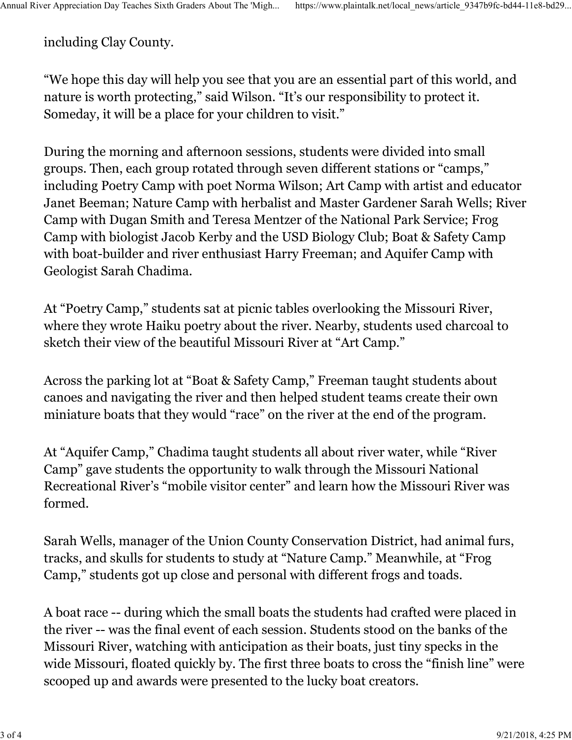including Clay County.

“We hope this day will help you see that you are an essential part of this world, and nature is worth protecting,” said Wilson. “It’s our responsibility to protect it. Someday, it will be a place for your children to visit.”

During the morning and afternoon sessions, students were divided into small groups. Then, each group rotated through seven different stations or “camps,” including Poetry Camp with poet Norma Wilson; Art Camp with artist and educator Janet Beeman; Nature Camp with herbalist and Master Gardener Sarah Wells; River Camp with Dugan Smith and Teresa Mentzer of the National Park Service; Frog Camp with biologist Jacob Kerby and the USD Biology Club; Boat & Safety Camp with boat-builder and river enthusiast Harry Freeman; and Aquifer Camp with Geologist Sarah Chadima.

At “Poetry Camp,” students sat at picnic tables overlooking the Missouri River, where they wrote Haiku poetry about the river. Nearby, students used charcoal to sketch their view of the beautiful Missouri River at “Art Camp.”

Across the parking lot at “Boat & Safety Camp,” Freeman taught students about canoes and navigating the river and then helped student teams create their own miniature boats that they would “race” on the river at the end of the program.

At “Aquifer Camp,” Chadima taught students all about river water, while “River Camp” gave students the opportunity to walk through the Missouri National Recreational River’s “mobile visitor center” and learn how the Missouri River was formed.

Sarah Wells, manager of the Union County Conservation District, had animal furs, tracks, and skulls for students to study at “Nature Camp.” Meanwhile, at “Frog Camp,” students got up close and personal with different frogs and toads.

A boat race -- during which the small boats the students had crafted were placed in the river -- was the final event of each session. Students stood on the banks of the Missouri River, watching with anticipation as their boats, just tiny specks in the wide Missouri, floated quickly by. The first three boats to cross the “finish line” were scooped up and awards were presented to the lucky boat creators.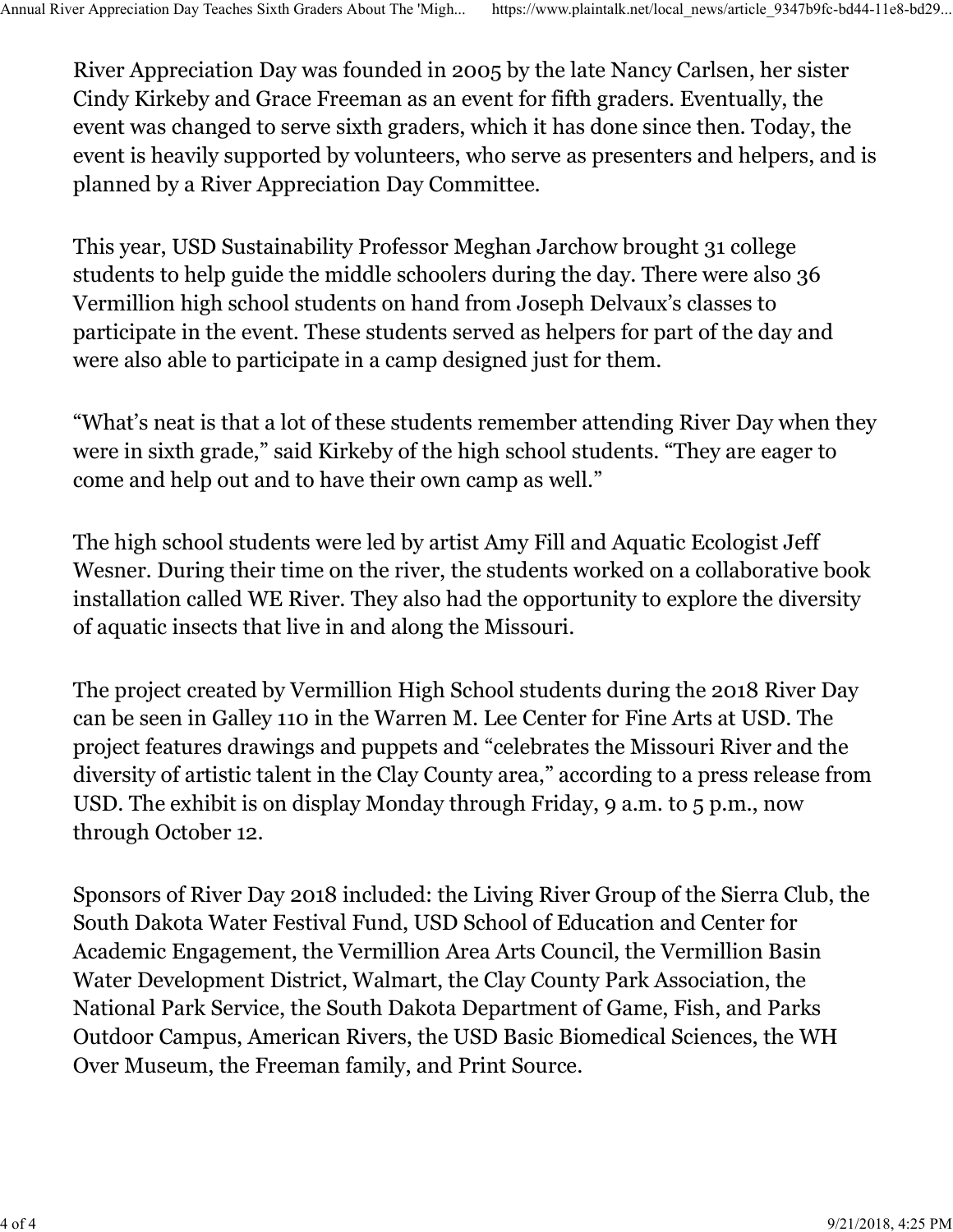River Appreciation Day was founded in 2005 by the late Nancy Carlsen, her sister Cindy Kirkeby and Grace Freeman as an event for fifth graders. Eventually, the event was changed to serve sixth graders, which it has done since then. Today, the event is heavily supported by volunteers, who serve as presenters and helpers, and is planned by a River Appreciation Day Committee.

This year, USD Sustainability Professor Meghan Jarchow brought 31 college students to help guide the middle schoolers during the day. There were also 36 Vermillion high school students on hand from Joseph Delvaux's classes to participate in the event. These students served as helpers for part of the day and were also able to participate in a camp designed just for them.

"What's neat is that a lot of these students remember attending River Day when they were in sixth grade," said Kirkeby of the high school students. "They are eager to come and help out and to have their own camp as well."

The high school students were led by artist Amy Fill and Aquatic Ecologist Jeff Wesner. During their time on the river, the students worked on a collaborative book installation called WE River. They also had the opportunity to explore the diversity of aquatic insects that live in and along the Missouri.

The project created by Vermillion High School students during the 2018 River Day can be seen in Galley 110 in the Warren M. Lee Center for Fine Arts at USD. The project features drawings and puppets and "celebrates the Missouri River and the diversity of artistic talent in the Clay County area," according to a press release from USD. The exhibit is on display Monday through Friday, 9 a.m. to 5 p.m., now through October 12.

Sponsors of River Day 2018 included: the Living River Group of the Sierra Club, the South Dakota Water Festival Fund, USD School of Education and Center for Academic Engagement, the Vermillion Area Arts Council, the Vermillion Basin Water Development District, Walmart, the Clay County Park Association, the National Park Service, the South Dakota Department of Game, Fish, and Parks Outdoor Campus, American Rivers, the USD Basic Biomedical Sciences, the WH Over Museum, the Freeman family, and Print Source.